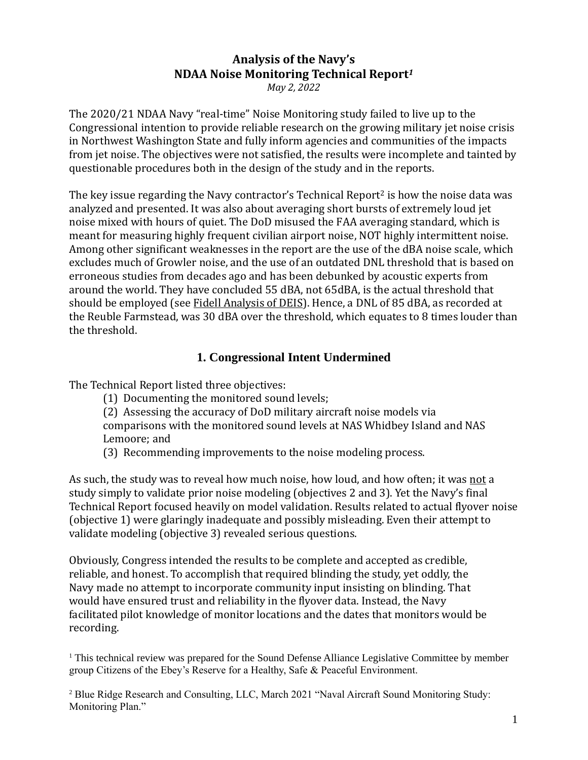# Analysis of the Navy's NDAA Noise Monitoring Technical Report[1]

*May 2, 2022*

The 2020/21 NDAA Navy "real-time" Noise Monitoring study failed to live up to the Congressional intention to provide reliable research on the growing military jet noise crisis in Northwest Washington State and fully inform agencies and communities of the impacts from jet noise. The objectives were not satisfied, the results were incomplete and tainted by questionable procedures both in the design of the study and in the reports.

The key issue regarding the Navy contractor's Technical Report[2] is how the noise data was analyzed and presented. It was also about averaging short bursts of extremely loud jet noise mixed with hours of quiet. The DoD misused the FAA averaging standard, which is meant for measuring highly frequent civilian airport noise, NOT highly intermittent noise. Among other significant weaknesses in the report are the use of the dBA noise scale, which excludes much of Growler noise, and the use of an outdated DNL threshold that is based on erroneous studies from decades ago and has been debunked by acoustic experts from around the world. They have concluded 55 dBA, not 65dBA, is the actual threshold that should be employed (see Fidell Analysis of DEIS). Hence, a DNL of 85 dBA, as recorded at the Reuble Farmstead, was 30 dBA over the threshold, which equates to 8 times louder than the threshold.

## 1. Congressional Intent Undermined

The Technical Report listed three objectives:

(1) Documenting the monitored sound levels;

(2) Assessing the accuracy of DoD military aircraft noise models via comparisons with the monitored sound levels at NAS Whidbey Island and NAS Lemoore; and

(3) Recommending improvements to the noise modeling process.

As such, the study was to reveal how much noise, how loud, and how often; it was not a study simply to validate prior noise modeling (objectives 2 and 3). Yet the Navy's final Technical Report focused heavily on model validation. Results related to actual flyover noise (objective 1) were glaringly inadequate and possibly misleading. Even their attempt to validate modeling (objective 3) revealed serious questions.

Obviously, Congress intended the results to be complete and accepted as credible, reliable, and honest. To accomplish that required blinding the study, yet oddly, the Navy made no attempt to incorporate community input insisting on blinding. That would have ensured trust and reliability in the flyover data. Instead, the Navy facilitated pilot knowledge of monitor locations and the dates that monitors would be recording.

[1] This technical review was prepared for the Sound Defense Alliance Legislative Committee by member group Citizens of the Ebey's Reserve for a Healthy, Safe & Peaceful Environment.

[2] Blue Ridge Research and Consulting, LLC, March 2021 "Naval Aircraft Sound Monitoring Study: Monitoring Plan."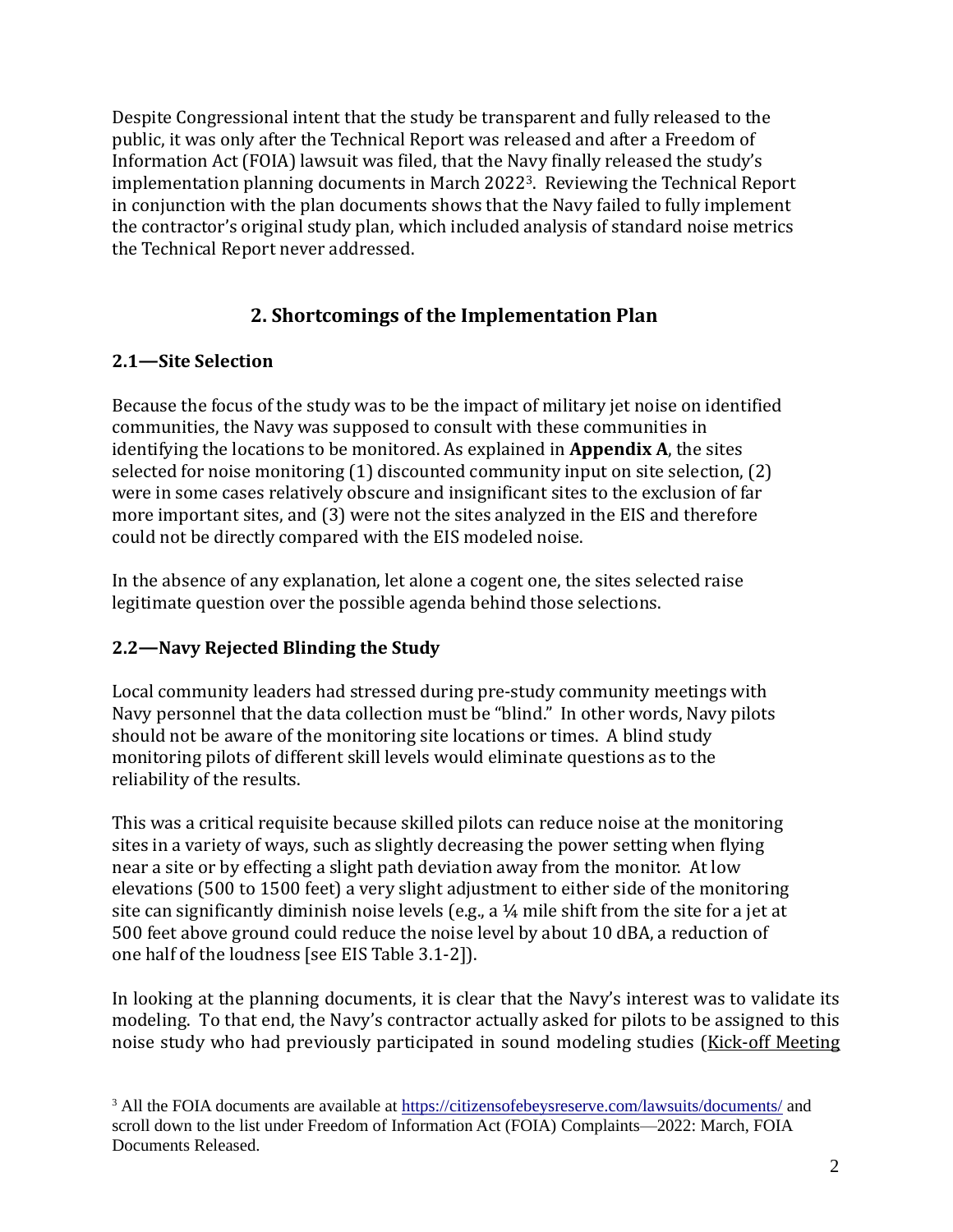Despite Congressional intent that the study be transparent and fully released to the public, it was only after the Technical Report was released and after a Freedom of Information Act (FOIA) lawsuit was filed, that the Navy finally released the study's implementation planning documents in March 2022[3]. Reviewing the Technical Report in conjunction with the plan documents shows that the Navy failed to fully implement the contractor's original study plan, which included analysis of standard noise metrics the Technical Report never addressed.

## 2. Shortcomings of the Implementation Plan

### 2.1—Site Selection

Because the focus of the study was to be the impact of military jet noise on identified communities, the Navy was supposed to consult with these communities in identifying the locations to be monitored. As explained in **Appendix A**, the sites selected for noise monitoring (1) discounted community input on site selection, (2) were in some cases relatively obscure and insignificant sites to the exclusion of far more important sites, and (3) were not the sites analyzed in the EIS and therefore could not be directly compared with the EIS modeled noise.

In the absence of any explanation, let alone a cogent one, the sites selected raise legitimate question over the possible agenda behind those selections.

### 2.2—Navy Rejected Blinding the Study

Local community leaders had stressed during pre-study community meetings with Navy personnel that the data collection must be "blind." In other words, Navy pilots should not be aware of the monitoring site locations or times. A blind study monitoring pilots of different skill levels would eliminate questions as to the reliability of the results.

This was a critical requisite because skilled pilots can reduce noise at the monitoring sites in a variety of ways, such as slightly decreasing the power setting when flying near a site or by effecting a slight path deviation away from the monitor. At low elevations (500 to 1500 feet) a very slight adjustment to either side of the monitoring site can significantly diminish noise levels (e.g., a ¼ mile shift from the site for a jet at 500 feet above ground could reduce the noise level by about 10 dBA, a reduction of one half of the loudness [see EIS Table 3.1-2]).

In looking at the planning documents, it is clear that the Navy's interest was to validate its modeling. To that end, the Navy's contractor actually asked for pilots to be assigned to this noise study who had previously participated in sound modeling studies (Kick-off Meeting

[3] All the FOIA documents are available at https://citizensofebeysreserve.com/lawsuits/documents/ and scroll down to the list under Freedom of Information Act (FOIA) Complaints—2022: March, FOIA Documents Released.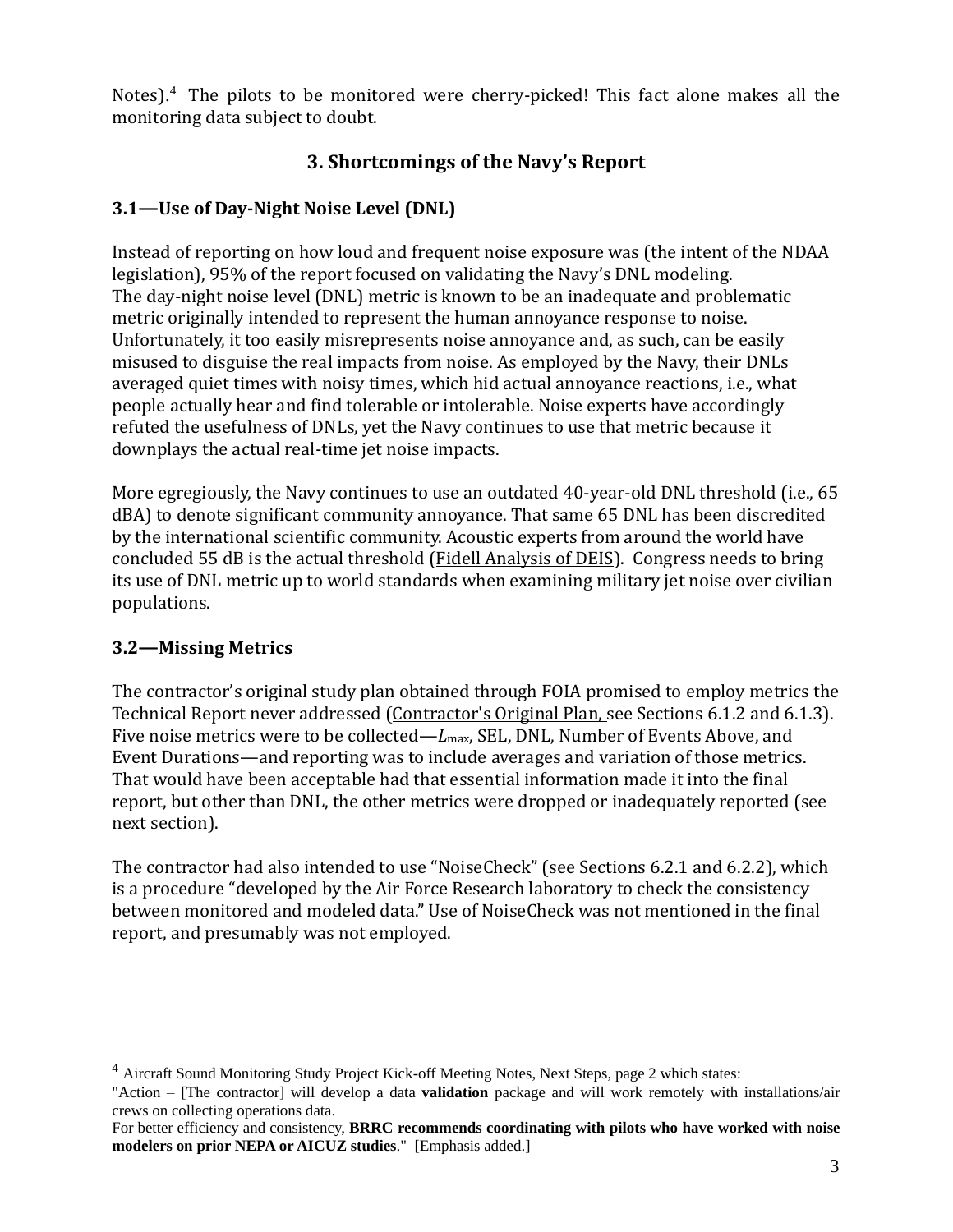Notes).[4] The pilots to be monitored were cherry-picked! This fact alone makes all the monitoring data subject to doubt.

## 3. Shortcomings of the Navy's Report

### 3.1—Use of Day-Night Noise Level (DNL)

Instead of reporting on how loud and frequent noise exposure was (the intent of the NDAA legislation), 95% of the report focused on validating the Navy's DNL modeling. The day-night noise level (DNL) metric is known to be an inadequate and problematic metric originally intended to represent the human annoyance response to noise. Unfortunately, it too easily misrepresents noise annoyance and, as such, can be easily misused to disguise the real impacts from noise. As employed by the Navy, their DNLs averaged quiet times with noisy times, which hid actual annoyance reactions, i.e., what people actually hear and find tolerable or intolerable. Noise experts have accordingly refuted the usefulness of DNLs, yet the Navy continues to use that metric because it downplays the actual real-time jet noise impacts.

More egregiously, the Navy continues to use an outdated 40-year-old DNL threshold (i.e., 65 dBA) to denote significant community annoyance. That same 65 DNL has been discredited by the international scientific community. Acoustic experts from around the world have concluded 55 dB is the actual threshold (Fidell Analysis of DEIS). Congress needs to bring its use of DNL metric up to world standards when examining military jet noise over civilian populations.

### 3.2—Missing Metrics

The contractor's original study plan obtained through FOIA promised to employ metrics the Technical Report never addressed (Contractor's Original Plan, see Sections 6.1.2 and 6.1.3). Five noise metrics were to be collected—$L_{max}$, SEL, DNL, Number of Events Above, and Event Durations—and reporting was to include averages and variation of those metrics. That would have been acceptable had that essential information made it into the final report, but other than DNL, the other metrics were dropped or inadequately reported (see next section).

The contractor had also intended to use "NoiseCheck" (see Sections 6.2.1 and 6.2.2), which is a procedure "developed by the Air Force Research laboratory to check the consistency between monitored and modeled data." Use of NoiseCheck was not mentioned in the final report, and presumably was not employed.

---

[4] Aircraft Sound Monitoring Study Project Kick-off Meeting Notes, Next Steps, page 2 which states:
"Action – [The contractor] will develop a data **validation** package and will work remotely with installations/air crews on collecting operations data.
For better efficiency and consistency, **BRRC recommends coordinating with pilots who have worked with noise modelers on prior NEPA or AICUZ studies**." [Emphasis added.]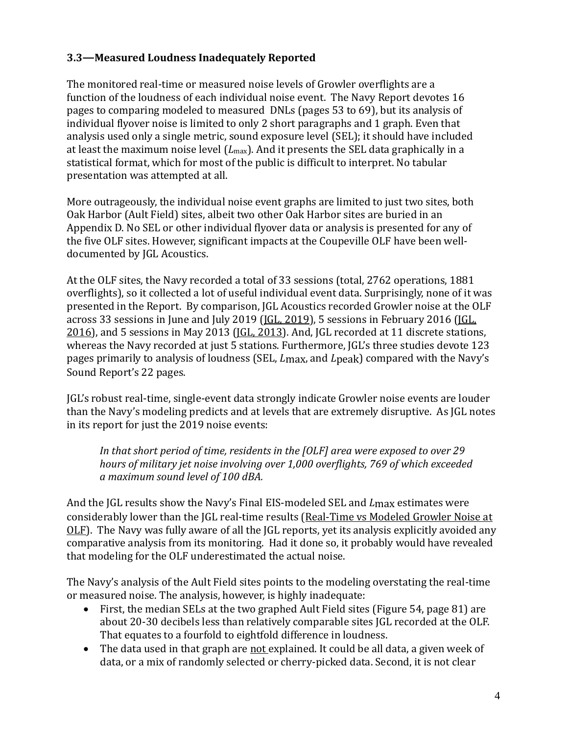### 3.3—Measured Loudness Inadequately Reported

The monitored real-time or measured noise levels of Growler overflights are a function of the loudness of each individual noise event. The Navy Report devotes 16 pages to comparing modeled to measured DNLs (pages 53 to 69), but its analysis of individual flyover noise is limited to only 2 short paragraphs and 1 graph. Even that analysis used only a single metric, sound exposure level (SEL); it should have included at least the maximum noise level ($L_{max}$). And it presents the SEL data graphically in a statistical format, which for most of the public is difficult to interpret. No tabular presentation was attempted at all.

More outrageously, the individual noise event graphs are limited to just two sites, both Oak Harbor (Ault Field) sites, albeit two other Oak Harbor sites are buried in an Appendix D. No SEL or other individual flyover data or analysis is presented for any of the five OLF sites. However, significant impacts at the Coupeville OLF have been well-documented by JGL Acoustics.

At the OLF sites, the Navy recorded a total of 33 sessions (total, 2762 operations, 1881 overflights), so it collected a lot of useful individual event data. Surprisingly, none of it was presented in the Report. By comparison, JGL Acoustics recorded Growler noise at the OLF across 33 sessions in June and July 2019 (JGL, 2019), 5 sessions in February 2016 (JGL, 2016), and 5 sessions in May 2013 (JGL, 2013). And, JGL recorded at 11 discrete stations, whereas the Navy recorded at just 5 stations. Furthermore, JGL's three studies devote 123 pages primarily to analysis of loudness (SEL, $L_{max}$, and $L_{peak}$) compared with the Navy's Sound Report's 22 pages.

JGL's robust real-time, single-event data strongly indicate Growler noise events are louder than the Navy's modeling predicts and at levels that are extremely disruptive. As JGL notes in its report for just the 2019 noise events:

> *In that short period of time, residents in the [OLF] area were exposed to over 29 hours of military jet noise involving over 1,000 overflights, 769 of which exceeded a maximum sound level of 100 dBA.*

And the JGL results show the Navy's Final EIS-modeled SEL and $L_{max}$ estimates were considerably lower than the JGL real-time results (Real-Time vs Modeled Growler Noise at OLF). The Navy was fully aware of all the JGL reports, yet its analysis explicitly avoided any comparative analysis from its monitoring. Had it done so, it probably would have revealed that modeling for the OLF underestimated the actual noise.

The Navy's analysis of the Ault Field sites points to the modeling overstating the real-time or measured noise. The analysis, however, is highly inadequate:

- First, the median SELs at the two graphed Ault Field sites (Figure 54, page 81) are about 20-30 decibels less than relatively comparable sites JGL recorded at the OLF. That equates to a fourfold to eightfold difference in loudness.
- The data used in that graph are not explained. It could be all data, a given week of data, or a mix of randomly selected or cherry-picked data. Second, it is not clear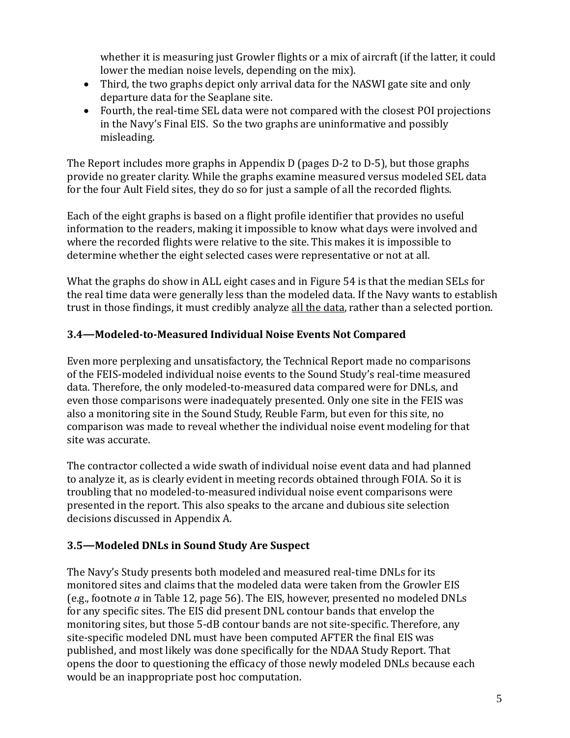whether it is measuring just Growler flights or a mix of aircraft (if the latter, it could lower the median noise levels, depending on the mix).

- Third, the two graphs depict only arrival data for the NASWI gate site and only departure data for the Seaplane site.
- Fourth, the real-time SEL data were not compared with the closest POI projections in the Navy's Final EIS. So the two graphs are uninformative and possibly misleading.

The Report includes more graphs in Appendix D (pages D-2 to D-5), but those graphs provide no greater clarity. While the graphs examine measured versus modeled SEL data for the four Ault Field sites, they do so for just a sample of all the recorded flights.

Each of the eight graphs is based on a flight profile identifier that provides no useful information to the readers, making it impossible to know what days were involved and where the recorded flights were relative to the site. This makes it is impossible to determine whether the eight selected cases were representative or not at all.

What the graphs do show in ALL eight cases and in Figure 54 is that the median SELs for the real time data were generally less than the modeled data. If the Navy wants to establish trust in those findings, it must credibly analyze <u>all the data</u>, rather than a selected portion.

### 3.4—Modeled-to-Measured Individual Noise Events Not Compared

Even more perplexing and unsatisfactory, the Technical Report made no comparisons of the FEIS-modeled individual noise events to the Sound Study's real-time measured data. Therefore, the only modeled-to-measured data compared were for DNLs, and even those comparisons were inadequately presented. Only one site in the FEIS was also a monitoring site in the Sound Study, Reuble Farm, but even for this site, no comparison was made to reveal whether the individual noise event modeling for that site was accurate.

The contractor collected a wide swath of individual noise event data and had planned to analyze it, as is clearly evident in meeting records obtained through FOIA. So it is troubling that no modeled-to-measured individual noise event comparisons were presented in the report. This also speaks to the arcane and dubious site selection decisions discussed in Appendix A.

### 3.5—Modeled DNLs in Sound Study Are Suspect

The Navy's Study presents both modeled and measured real-time DNLs for its monitored sites and claims that the modeled data were taken from the Growler EIS (e.g., footnote *a* in Table 12, page 56). The EIS, however, presented no modeled DNLs for any specific sites. The EIS did present DNL contour bands that envelop the monitoring sites, but those 5-dB contour bands are not site-specific. Therefore, any site-specific modeled DNL must have been computed AFTER the final EIS was published, and most likely was done specifically for the NDAA Study Report. That opens the door to questioning the efficacy of those newly modeled DNLs because each would be an inappropriate post hoc computation.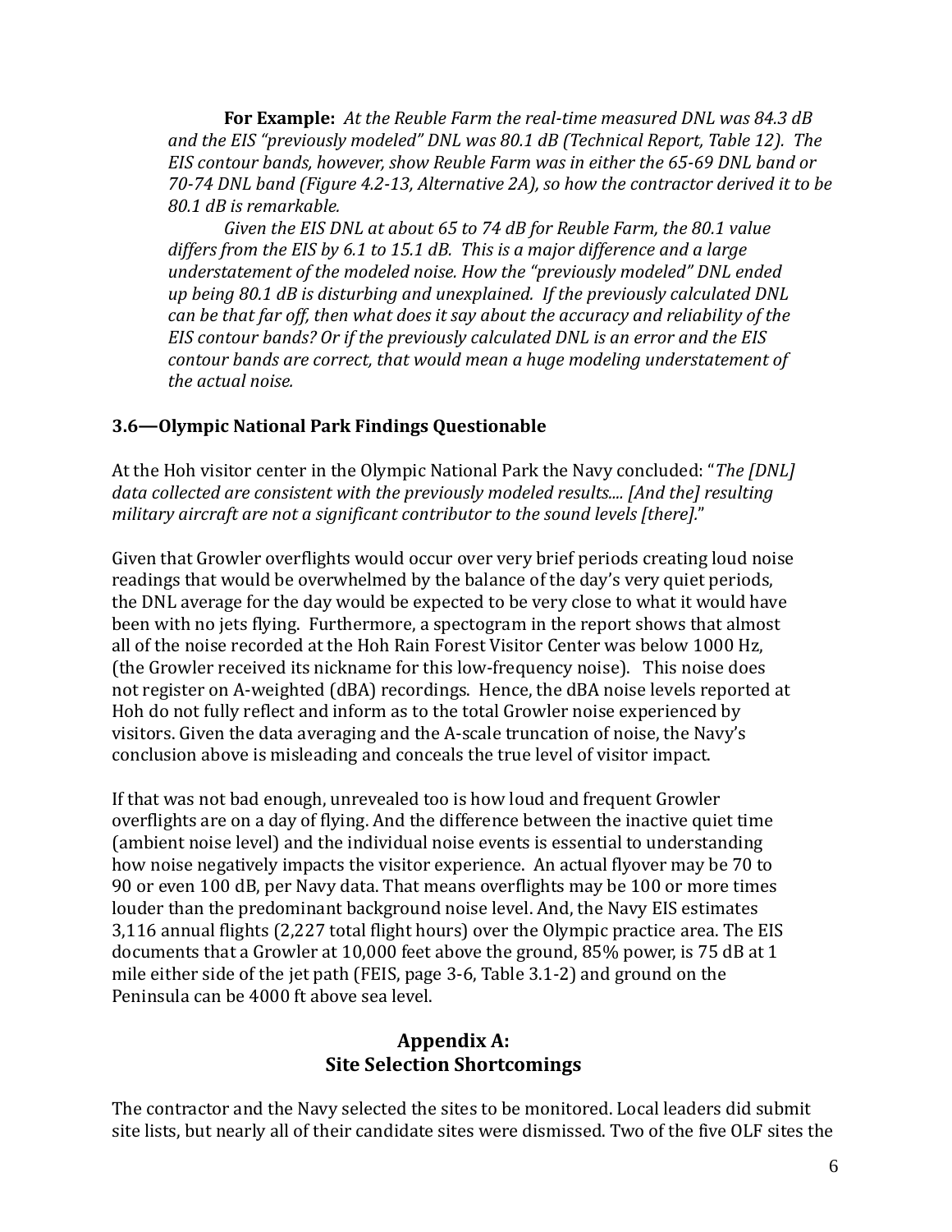**For Example:** *At the Reuble Farm the real-time measured DNL was 84.3 dB and the EIS "previously modeled" DNL was 80.1 dB (Technical Report, Table 12). The EIS contour bands, however, show Reuble Farm was in either the 65-69 DNL band or 70-74 DNL band (Figure 4.2-13, Alternative 2A), so how the contractor derived it to be 80.1 dB is remarkable.*

*Given the EIS DNL at about 65 to 74 dB for Reuble Farm, the 80.1 value differs from the EIS by 6.1 to 15.1 dB. This is a major difference and a large understatement of the modeled noise. How the "previously modeled" DNL ended up being 80.1 dB is disturbing and unexplained. If the previously calculated DNL can be that far off, then what does it say about the accuracy and reliability of the EIS contour bands? Or if the previously calculated DNL is an error and the EIS contour bands are correct, that would mean a huge modeling understatement of the actual noise.*

### 3.6—Olympic National Park Findings Questionable

At the Hoh visitor center in the Olympic National Park the Navy concluded: "*The [DNL] data collected are consistent with the previously modeled results.... [And the] resulting military aircraft are not a significant contributor to the sound levels [there].*"

Given that Growler overflights would occur over very brief periods creating loud noise readings that would be overwhelmed by the balance of the day's very quiet periods, the DNL average for the day would be expected to be very close to what it would have been with no jets flying. Furthermore, a spectogram in the report shows that almost all of the noise recorded at the Hoh Rain Forest Visitor Center was below 1000 Hz, (the Growler received its nickname for this low-frequency noise). This noise does not register on A-weighted (dBA) recordings. Hence, the dBA noise levels reported at Hoh do not fully reflect and inform as to the total Growler noise experienced by visitors. Given the data averaging and the A-scale truncation of noise, the Navy's conclusion above is misleading and conceals the true level of visitor impact.

If that was not bad enough, unrevealed too is how loud and frequent Growler overflights are on a day of flying. And the difference between the inactive quiet time (ambient noise level) and the individual noise events is essential to understanding how noise negatively impacts the visitor experience. An actual flyover may be 70 to 90 or even 100 dB, per Navy data. That means overflights may be 100 or more times louder than the predominant background noise level. And, the Navy EIS estimates 3,116 annual flights (2,227 total flight hours) over the Olympic practice area. The EIS documents that a Growler at 10,000 feet above the ground, 85% power, is 75 dB at 1 mile either side of the jet path (FEIS, page 3-6, Table 3.1-2) and ground on the Peninsula can be 4000 ft above sea level.

## Appendix A:
## Site Selection Shortcomings

The contractor and the Navy selected the sites to be monitored. Local leaders did submit site lists, but nearly all of their candidate sites were dismissed. Two of the five OLF sites the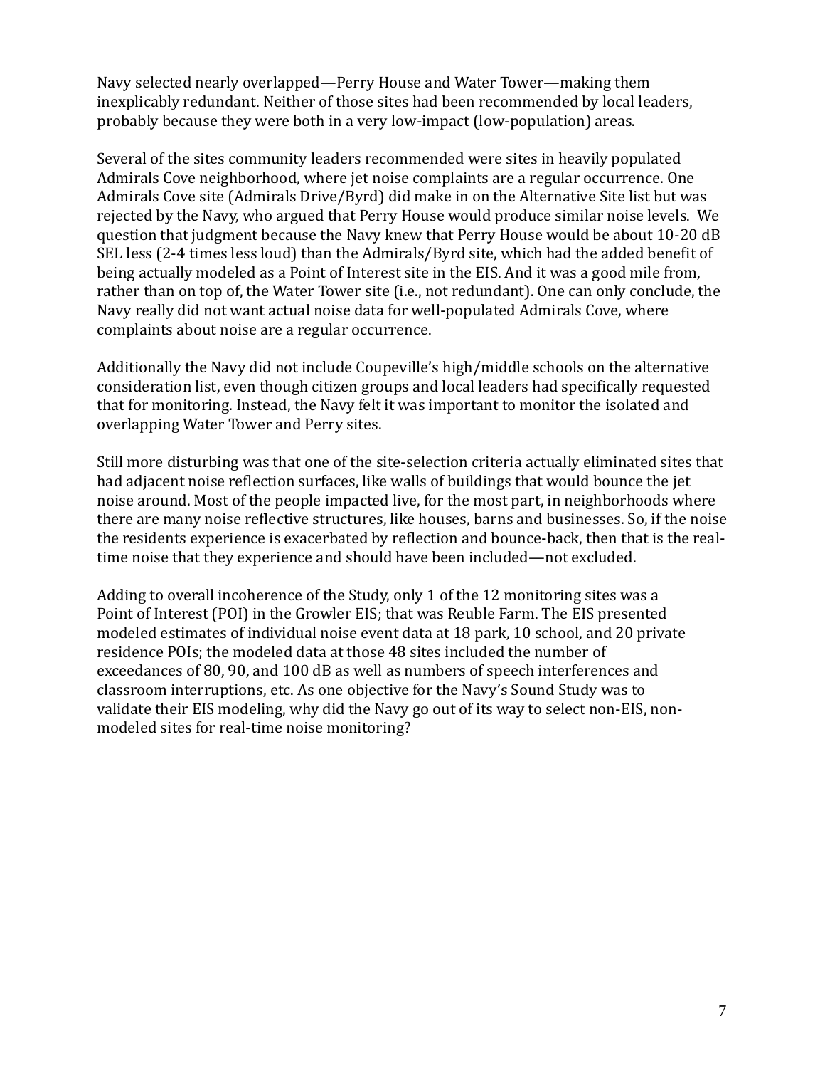Navy selected nearly overlapped—Perry House and Water Tower—making them inexplicably redundant. Neither of those sites had been recommended by local leaders, probably because they were both in a very low-impact (low-population) areas.

Several of the sites community leaders recommended were sites in heavily populated Admirals Cove neighborhood, where jet noise complaints are a regular occurrence. One Admirals Cove site (Admirals Drive/Byrd) did make in on the Alternative Site list but was rejected by the Navy, who argued that Perry House would produce similar noise levels. We question that judgment because the Navy knew that Perry House would be about 10-20 dB SEL less (2-4 times less loud) than the Admirals/Byrd site, which had the added benefit of being actually modeled as a Point of Interest site in the EIS. And it was a good mile from, rather than on top of, the Water Tower site (i.e., not redundant). One can only conclude, the Navy really did not want actual noise data for well-populated Admirals Cove, where complaints about noise are a regular occurrence.

Additionally the Navy did not include Coupeville's high/middle schools on the alternative consideration list, even though citizen groups and local leaders had specifically requested that for monitoring. Instead, the Navy felt it was important to monitor the isolated and overlapping Water Tower and Perry sites.

Still more disturbing was that one of the site-selection criteria actually eliminated sites that had adjacent noise reflection surfaces, like walls of buildings that would bounce the jet noise around. Most of the people impacted live, for the most part, in neighborhoods where there are many noise reflective structures, like houses, barns and businesses. So, if the noise the residents experience is exacerbated by reflection and bounce-back, then that is the real-time noise that they experience and should have been included—not excluded.

Adding to overall incoherence of the Study, only 1 of the 12 monitoring sites was a Point of Interest (POI) in the Growler EIS; that was Reuble Farm. The EIS presented modeled estimates of individual noise event data at 18 park, 10 school, and 20 private residence POIs; the modeled data at those 48 sites included the number of exceedances of 80, 90, and 100 dB as well as numbers of speech interferences and classroom interruptions, etc. As one objective for the Navy's Sound Study was to validate their EIS modeling, why did the Navy go out of its way to select non-EIS, non-modeled sites for real-time noise monitoring?